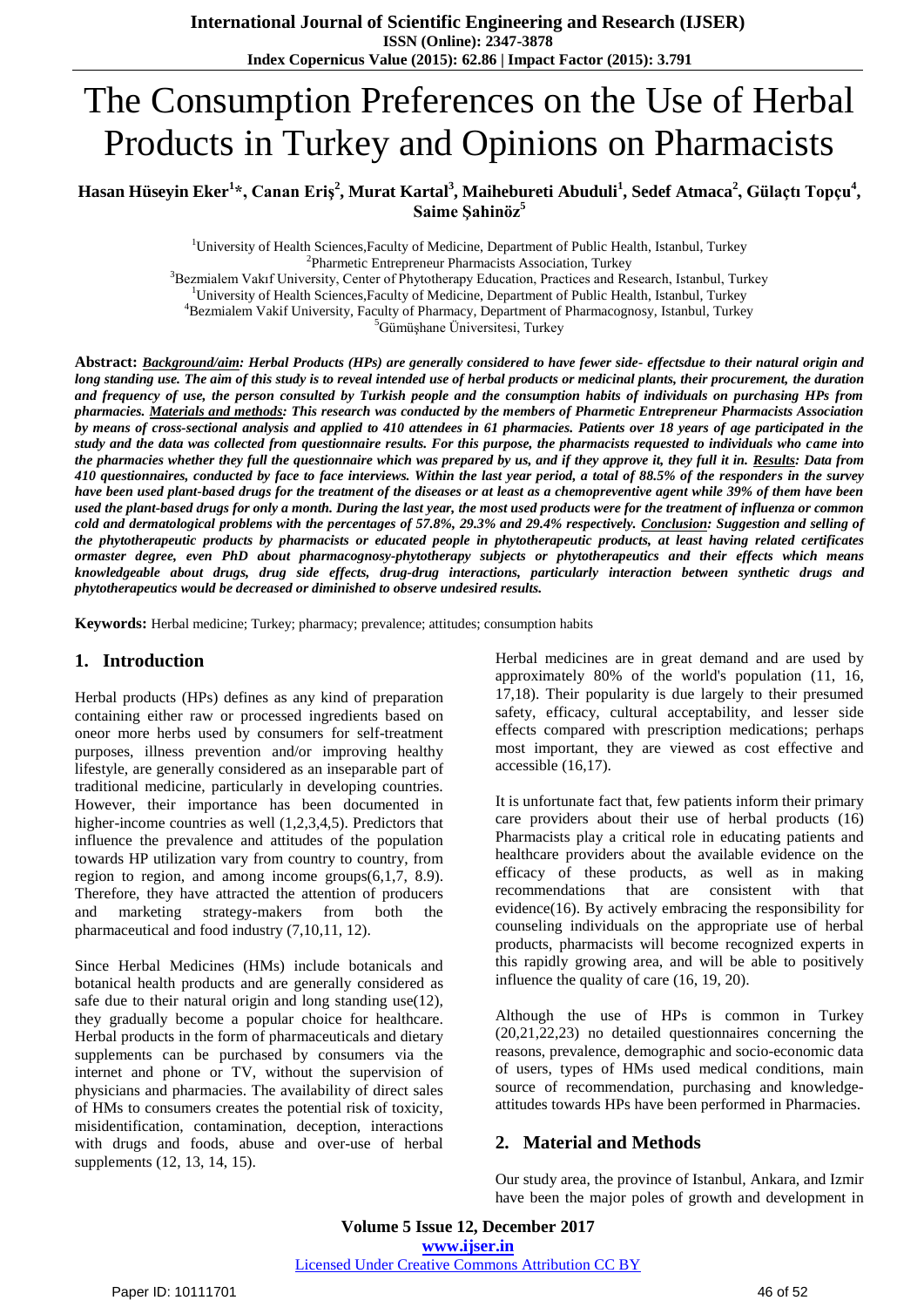# The Consumption Preferences on the Use of Herbal Products in Turkey and Opinions on Pharmacists

**Hasan Hüseyin Eker[1]*, Canan Eriş[2], Murat Kartal[3], Maihebureti Abuduli[1], Sedef Atmaca[2], Gülaçtı Topçu[4], Saime Şahinöz[5]**

[1]University of Health Sciences,Faculty of Medicine, Department of Public Health, Istanbul, Turkey

[2]Pharmetic Entrepreneur Pharmacists Association, Turkey

[3]Bezmialem Vakıf University, Center of Phytotherapy Education, Practices and Research, Istanbul, Turkey

[1]University of Health Sciences,Faculty of Medicine, Department of Public Health, Istanbul, Turkey

[4]Bezmialem Vakif University, Faculty of Pharmacy, Department of Pharmacognosy, Istanbul, Turkey

[5]Gümüşhane Üniversitesi, Turkey

**Abstract:** ***<u>Background/aim</u>: Herbal Products (HPs) are generally considered to have fewer side- effectsdue to their natural origin and long standing use. The aim of this study is to reveal intended use of herbal products or medicinal plants, their procurement, the duration and frequency of use, the person consulted by Turkish people and the consumption habits of individuals on purchasing HPs from pharmacies. <u>Materials and methods</u>: This research was conducted by the members of Pharmetic Entrepreneur Pharmacists Association by means of cross-sectional analysis and applied to 410 attendees in 61 pharmacies. Patients over 18 years of age participated in the study and the data was collected from questionnaire results. For this purpose, the pharmacists requested to individuals who came into the pharmacies whether they full the questionnaire which was prepared by us, and if they approve it, they full it in. <u>Results</u>: Data from 410 questionnaires, conducted by face to face interviews. Within the last year period, a total of 88.5% of the responders in the survey have been used plant-based drugs for the treatment of the diseases or at least as a chemopreventive agent while 39% of them have been used the plant-based drugs for only a month. During the last year, the most used products were for the treatment of influenza or common cold and dermatological problems with the percentages of 57.8%, 29.3% and 29.4% respectively. <u>Conclusion</u>: Suggestion and selling of the phytotherapeutic products by pharmacists or educated people in phytotherapeutic products, at least having related certificates ormaster degree, even PhD about pharmacognosy-phytotherapy subjects or phytotherapeutics and their effects which means knowledgeable about drugs, drug side effects, drug-drug interactions, particularly interaction between synthetic drugs and phytotherapeutics would be decreased or diminished to observe undesired results.***

**Keywords:** Herbal medicine; Turkey; pharmacy; prevalence; attitudes; consumption habits

## 1. Introduction

Herbal products (HPs) defines as any kind of preparation containing either raw or processed ingredients based on oneor more herbs used by consumers for self-treatment purposes, illness prevention and/or improving healthy lifestyle, are generally considered as an inseparable part of traditional medicine, particularly in developing countries. However, their importance has been documented in higher-income countries as well (1,2,3,4,5). Predictors that influence the prevalence and attitudes of the population towards HP utilization vary from country to country, from region to region, and among income groups(6,1,7, 8.9). Therefore, they have attracted the attention of producers and marketing strategy-makers from both the pharmaceutical and food industry (7,10,11, 12).

Since Herbal Medicines (HMs) include botanicals and botanical health products and are generally considered as safe due to their natural origin and long standing use(12), they gradually become a popular choice for healthcare. Herbal products in the form of pharmaceuticals and dietary supplements can be purchased by consumers via the internet and phone or TV, without the supervision of physicians and pharmacies. The availability of direct sales of HMs to consumers creates the potential risk of toxicity, misidentification, contamination, deception, interactions with drugs and foods, abuse and over-use of herbal supplements (12, 13, 14, 15).

Herbal medicines are in great demand and are used by approximately 80% of the world's population (11, 16, 17,18). Their popularity is due largely to their presumed safety, efficacy, cultural acceptability, and lesser side effects compared with prescription medications; perhaps most important, they are viewed as cost effective and accessible (16,17).

It is unfortunate fact that, few patients inform their primary care providers about their use of herbal products (16) Pharmacists play a critical role in educating patients and healthcare providers about the available evidence on the efficacy of these products, as well as in making recommendations that are consistent with that evidence(16). By actively embracing the responsibility for counseling individuals on the appropriate use of herbal products, pharmacists will become recognized experts in this rapidly growing area, and will be able to positively influence the quality of care (16, 19, 20).

Although the use of HPs is common in Turkey (20,21,22,23) no detailed questionnaires concerning the reasons, prevalence, demographic and socio-economic data of users, types of HMs used medical conditions, main source of recommendation, purchasing and knowledge-attitudes towards HPs have been performed in Pharmacies.

## 2. Material and Methods

Our study area, the province of Istanbul, Ankara, and Izmir have been the major poles of growth and development in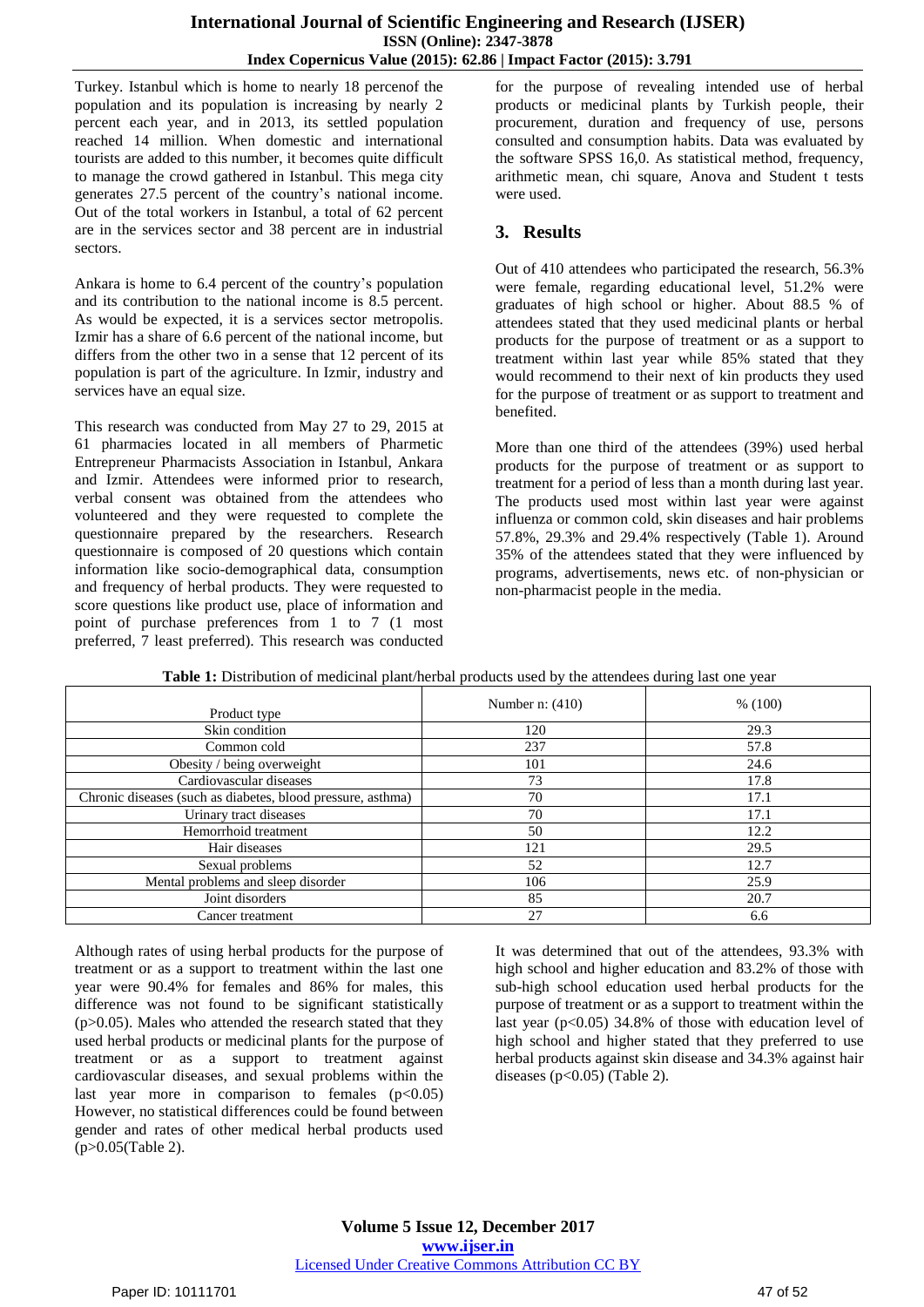Turkey. Istanbul which is home to nearly 18 percenof the population and its population is increasing by nearly 2 percent each year, and in 2013, its settled population reached 14 million. When domestic and international tourists are added to this number, it becomes quite difficult to manage the crowd gathered in Istanbul. This mega city generates 27.5 percent of the country's national income. Out of the total workers in Istanbul, a total of 62 percent are in the services sector and 38 percent are in industrial sectors.

Ankara is home to 6.4 percent of the country's population and its contribution to the national income is 8.5 percent. As would be expected, it is a services sector metropolis. Izmir has a share of 6.6 percent of the national income, but differs from the other two in a sense that 12 percent of its population is part of the agriculture. In Izmir, industry and services have an equal size.

This research was conducted from May 27 to 29, 2015 at 61 pharmacies located in all members of Pharmetic Entrepreneur Pharmacists Association in Istanbul, Ankara and Izmir. Attendees were informed prior to research, verbal consent was obtained from the attendees who volunteered and they were requested to complete the questionnaire prepared by the researchers. Research questionnaire is composed of 20 questions which contain information like socio-demographical data, consumption and frequency of herbal products. They were requested to score questions like product use, place of information and point of purchase preferences from 1 to 7 (1 most preferred, 7 least preferred). This research was conducted for the purpose of revealing intended use of herbal products or medicinal plants by Turkish people, their procurement, duration and frequency of use, persons consulted and consumption habits. Data was evaluated by the software SPSS 16,0. As statistical method, frequency, arithmetic mean, chi square, Anova and Student t tests were used.

## 3. Results

Out of 410 attendees who participated the research, 56.3% were female, regarding educational level, 51.2% were graduates of high school or higher. About 88.5 % of attendees stated that they used medicinal plants or herbal products for the purpose of treatment or as a support to treatment within last year while 85% stated that they would recommend to their next of kin products they used for the purpose of treatment or as support to treatment and benefited.

More than one third of the attendees (39%) used herbal products for the purpose of treatment or as support to treatment for a period of less than a month during last year. The products used most within last year were against influenza or common cold, skin diseases and hair problems 57.8%, 29.3% and 29.4% respectively (Table 1). Around 35% of the attendees stated that they were influenced by programs, advertisements, news etc. of non-physician or non-pharmacist people in the media.

**Table 1:** Distribution of medicinal plant/herbal products used by the attendees during last one year

| Product type | Number n: (410) | % (100) |
|---|---|---|
| Skin condition | 120 | 29.3 |
| Common cold | 237 | 57.8 |
| Obesity / being overweight | 101 | 24.6 |
| Cardiovascular diseases | 73 | 17.8 |
| Chronic diseases (such as diabetes, blood pressure, asthma) | 70 | 17.1 |
| Urinary tract diseases | 70 | 17.1 |
| Hemorrhoid treatment | 50 | 12.2 |
| Hair diseases | 121 | 29.5 |
| Sexual problems | 52 | 12.7 |
| Mental problems and sleep disorder | 106 | 25.9 |
| Joint disorders | 85 | 20.7 |
| Cancer treatment | 27 | 6.6 |

Although rates of using herbal products for the purpose of treatment or as a support to treatment within the last one year were 90.4% for females and 86% for males, this difference was not found to be significant statistically ($p>0.05$). Males who attended the research stated that they used herbal products or medicinal plants for the purpose of treatment or as a support to treatment against cardiovascular diseases, and sexual problems within the last year more in comparison to females ($p<0.05$) However, no statistical differences could be found between gender and rates of other medical herbal products used ($p>0.05$(Table 2).

It was determined that out of the attendees, 93.3% with high school and higher education and 83.2% of those with sub-high school education used herbal products for the purpose of treatment or as a support to treatment within the last year ($p<0.05$) 34.8% of those with education level of high school and higher stated that they preferred to use herbal products against skin disease and 34.3% against hair diseases ($p<0.05$) (Table 2).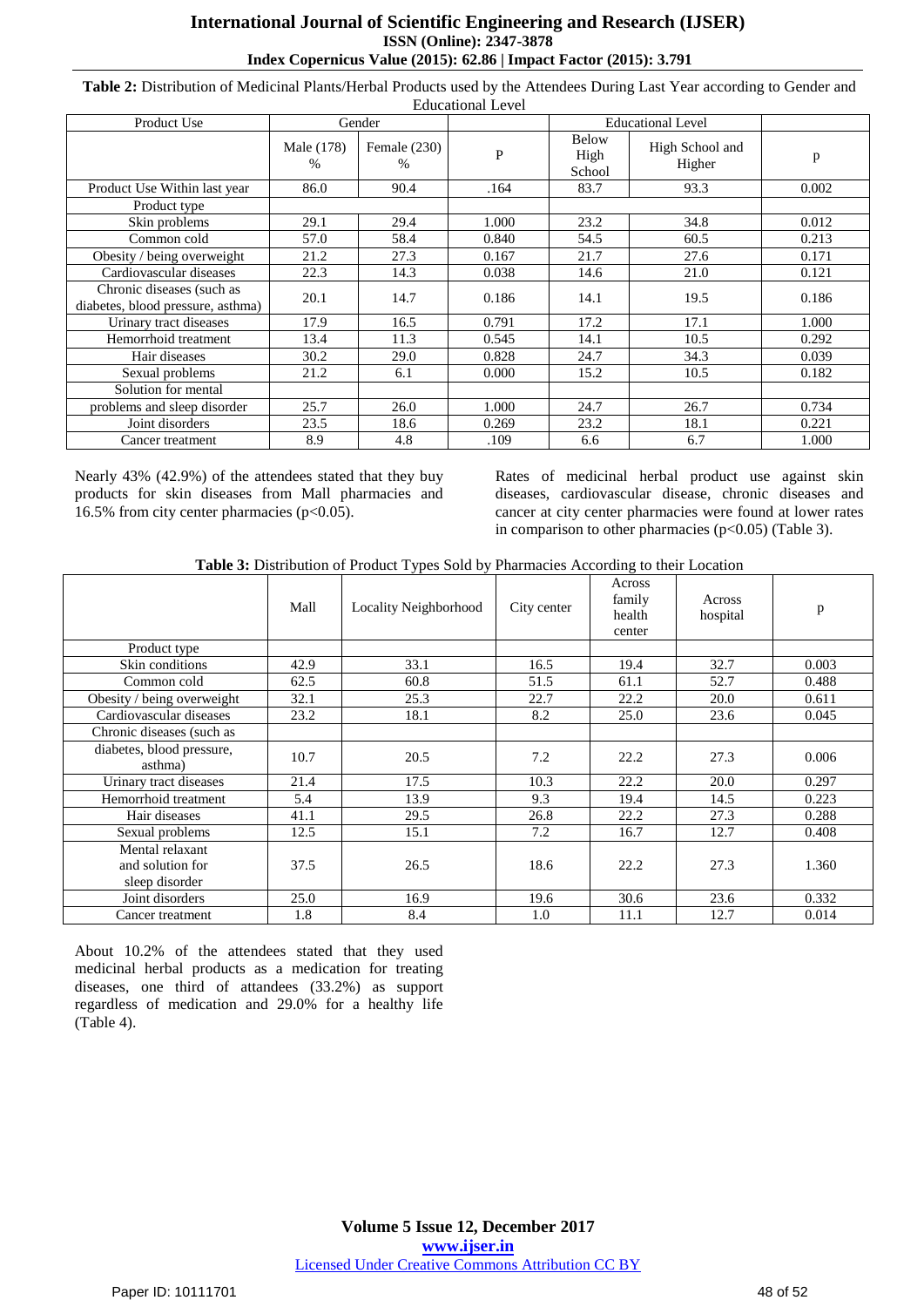**Table 2:** Distribution of Medicinal Plants/Herbal Products used by the Attendees During Last Year according to Gender and Educational Level

| Product Use | Gender | | | Educational Level | | |
|---|---|---|---|---|---|---|
| | Male (178) % | Female (230) % | P | Below High School | High School and Higher | p |
| Product Use Within last year | 86.0 | 90.4 | .164 | 83.7 | 93.3 | 0.002 |
| Product type | | | | | | |
| Skin problems | 29.1 | 29.4 | 1.000 | 23.2 | 34.8 | 0.012 |
| Common cold | 57.0 | 58.4 | 0.840 | 54.5 | 60.5 | 0.213 |
| Obesity / being overweight | 21.2 | 27.3 | 0.167 | 21.7 | 27.6 | 0.171 |
| Cardiovascular diseases | 22.3 | 14.3 | 0.038 | 14.6 | 21.0 | 0.121 |
| Chronic diseases (such as diabetes, blood pressure, asthma) | 20.1 | 14.7 | 0.186 | 14.1 | 19.5 | 0.186 |
| Urinary tract diseases | 17.9 | 16.5 | 0.791 | 17.2 | 17.1 | 1.000 |
| Hemorrhoid treatment | 13.4 | 11.3 | 0.545 | 14.1 | 10.5 | 0.292 |
| Hair diseases | 30.2 | 29.0 | 0.828 | 24.7 | 34.3 | 0.039 |
| Sexual problems | 21.2 | 6.1 | 0.000 | 15.2 | 10.5 | 0.182 |
| Solution for mental | | | | | | |
| problems and sleep disorder | 25.7 | 26.0 | 1.000 | 24.7 | 26.7 | 0.734 |
| Joint disorders | 23.5 | 18.6 | 0.269 | 23.2 | 18.1 | 0.221 |
| Cancer treatment | 8.9 | 4.8 | .109 | 6.6 | 6.7 | 1.000 |

Nearly 43% (42.9%) of the attendees stated that they buy products for skin diseases from Mall pharmacies and 16.5% from city center pharmacies ($p<0.05$).

Rates of medicinal herbal product use against skin diseases, cardiovascular disease, chronic diseases and cancer at city center pharmacies were found at lower rates in comparison to other pharmacies ($p<0.05$) (Table 3).

**Table 3:** Distribution of Product Types Sold by Pharmacies According to their Location

| | Mall | Locality Neighborhood | City center | Across family health center | Across hospital | p |
|---|---|---|---|---|---|---|
| Product type | | | | | | |
| Skin conditions | 42.9 | 33.1 | 16.5 | 19.4 | 32.7 | 0.003 |
| Common cold | 62.5 | 60.8 | 51.5 | 61.1 | 52.7 | 0.488 |
| Obesity / being overweight | 32.1 | 25.3 | 22.7 | 22.2 | 20.0 | 0.611 |
| Cardiovascular diseases | 23.2 | 18.1 | 8.2 | 25.0 | 23.6 | 0.045 |
| Chronic diseases (such as | | | | | | |
| diabetes, blood pressure, asthma) | 10.7 | 20.5 | 7.2 | 22.2 | 27.3 | 0.006 |
| Urinary tract diseases | 21.4 | 17.5 | 10.3 | 22.2 | 20.0 | 0.297 |
| Hemorrhoid treatment | 5.4 | 13.9 | 9.3 | 19.4 | 14.5 | 0.223 |
| Hair diseases | 41.1 | 29.5 | 26.8 | 22.2 | 27.3 | 0.288 |
| Sexual problems | 12.5 | 15.1 | 7.2 | 16.7 | 12.7 | 0.408 |
| Mental relaxant and solution for sleep disorder | 37.5 | 26.5 | 18.6 | 22.2 | 27.3 | 1.360 |
| Joint disorders | 25.0 | 16.9 | 19.6 | 30.6 | 23.6 | 0.332 |
| Cancer treatment | 1.8 | 8.4 | 1.0 | 11.1 | 12.7 | 0.014 |

About 10.2% of the attendees stated that they used medicinal herbal products as a medication for treating diseases, one third of attandees (33.2%) as support regardless of medication and 29.0% for a healthy life (Table 4).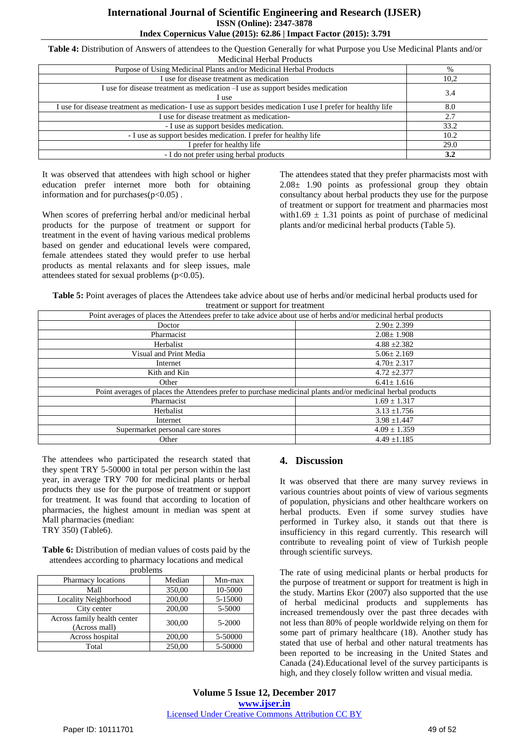**Table 4:** Distribution of Answers of attendees to the Question Generally for what Purpose you Use Medicinal Plants and/or Medicinal Herbal Products

| Purpose of Using Medicinal Plants and/or Medicinal Herbal Products | % |
|---|---|
| I use for disease treatment as medication | 10,2 |
| I use for disease treatment as medication –I use as support besides medication I use | 3.4 |
| I use for disease treatment as medication- I use as support besides medication I use I prefer for healthy life | 8.0 |
| I use for disease treatment as medication- | 2.7 |
| - I use as support besides medication. | 33.2 |
| - I use as support besides medication. I prefer for healthy life | 10.2 |
| I prefer for healthy life | 29.0 |
| - I do not prefer using herbal products | **3.2** |

It was observed that attendees with high school or higher education prefer internet more both for obtaining information and for purchases($p<0.05$) .

When scores of preferring herbal and/or medicinal herbal products for the purpose of treatment or support for treatment in the event of having various medical problems based on gender and educational levels were compared, female attendees stated they would prefer to use herbal products as mental relaxants and for sleep issues, male attendees stated for sexual problems ($p<0.05$).

The attendees stated that they prefer pharmacists most with 2.08± 1.90 points as professional group they obtain consultancy about herbal products they use for the purpose of treatment or support for treatment and pharmacies most with1.69 ± 1.31 points as point of purchase of medicinal plants and/or medicinal herbal products (Table 5).

**Table 5:** Point averages of places the Attendees take advice about use of herbs and/or medicinal herbal products used for treatment or support for treatment

| Point averages of places the Attendees prefer to take advice about use of herbs and/or medicinal herbal products | |
|---|---|
| Doctor | 2.90± 2.399 |
| Pharmacist | 2.08± 1.908 |
| Herbalist | 4.88 ±2.382 |
| Visual and Print Media | 5.06± 2.169 |
| Internet | 4.70± 2.317 |
| Kith and Kin | 4.72 ±2.377 |
| Other | 6.41± 1.616 |
| **Point averages of places the Attendees prefer to purchase medicinal plants and/or medicinal herbal products** | |
| Pharmacist | 1.69 ± 1.317 |
| Herbalist | 3.13 ±1.756 |
| Internet | 3.98 ±1.447 |
| Supermarket personal care stores | 4.09 ± 1.359 |
| Other | 4.49 ±1.185 |

The attendees who participated the research stated that they spent TRY 5-50000 in total per person within the last year, in average TRY 700 for medicinal plants or herbal products they use for the purpose of treatment or support for treatment. It was found that according to location of pharmacies, the highest amount in median was spent at Mall pharmacies (median: TRY 350) (Table6).

**Table 6:** Distribution of median values of costs paid by the attendees according to pharmacy locations and medical problems

| Pharmacy locations | Median | Min-max |
|---|---|---|
| Mall | 350,00 | 10-5000 |
| Locality Neighborhood | 200,00 | 5-15000 |
| City center | 200,00 | 5-5000 |
| Across family health center (Across mall) | 300,00 | 5-2000 |
| Across hospital | 200,00 | 5-50000 |
| Total | 250,00 | 5-50000 |

## 4. Discussion

It was observed that there are many survey reviews in various countries about points of view of various segments of population, physicians and other healthcare workers on herbal products. Even if some survey studies have performed in Turkey also, it stands out that there is insufficiency in this regard currently. This research will contribute to revealing point of view of Turkish people through scientific surveys.

The rate of using medicinal plants or herbal products for the purpose of treatment or support for treatment is high in the study. Martins Ekor (2007) also supported that the use of herbal medicinal products and supplements has increased tremendously over the past three decades with not less than 80% of people worldwide relying on them for some part of primary healthcare (18). Another study has stated that use of herbal and other natural treatments has been reported to be increasing in the United States and Canada (24).Educational level of the survey participants is high, and they closely follow written and visual media.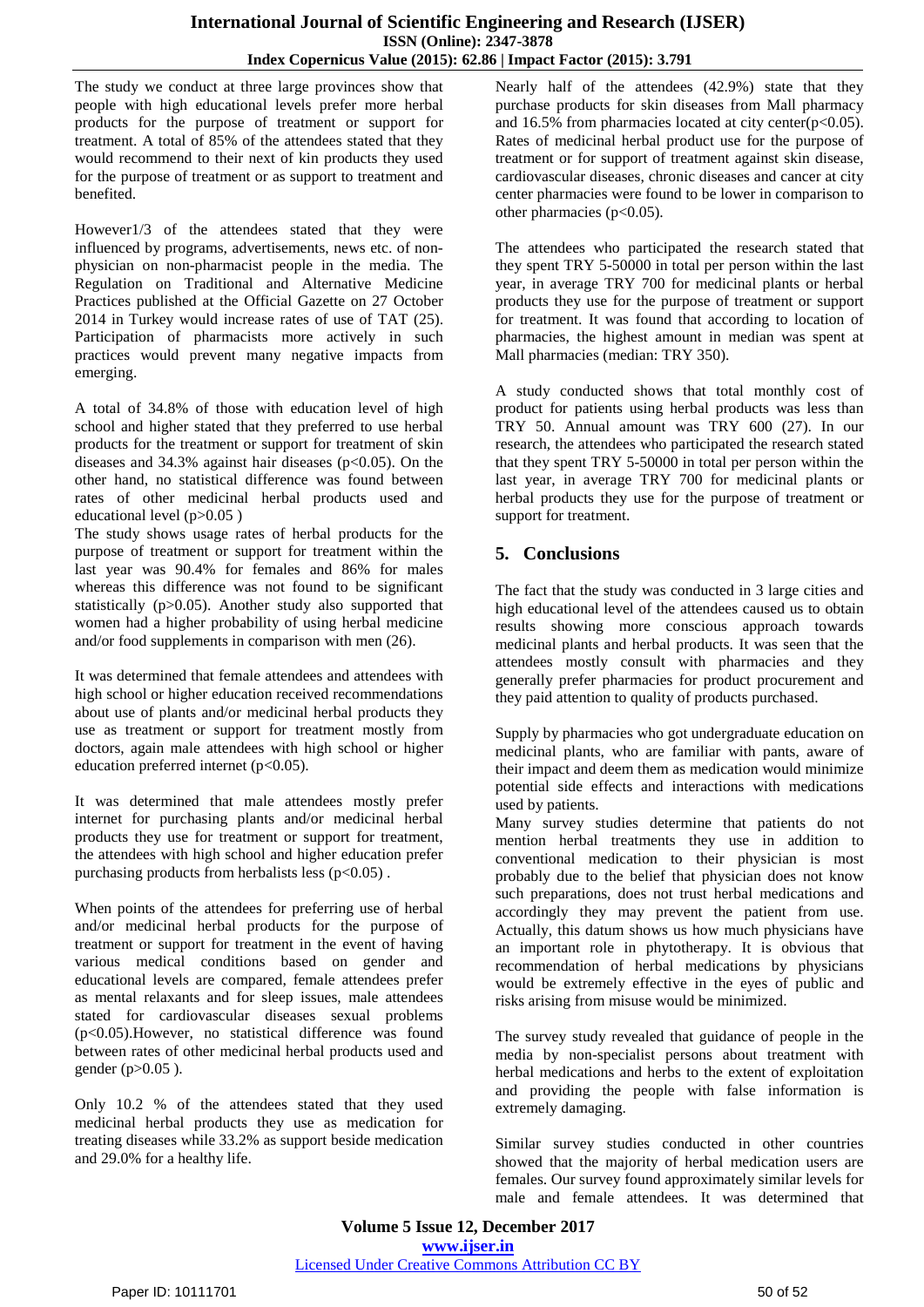The study we conduct at three large provinces show that people with high educational levels prefer more herbal products for the purpose of treatment or support for treatment. A total of 85% of the attendees stated that they would recommend to their next of kin products they used for the purpose of treatment or as support to treatment and benefited.

However1/3 of the attendees stated that they were influenced by programs, advertisements, news etc. of non-physician on non-pharmacist people in the media. The Regulation on Traditional and Alternative Medicine Practices published at the Official Gazette on 27 October 2014 in Turkey would increase rates of use of TAT (25). Participation of pharmacists more actively in such practices would prevent many negative impacts from emerging.

A total of 34.8% of those with education level of high school and higher stated that they preferred to use herbal products for the treatment or support for treatment of skin diseases and 34.3% against hair diseases ($p<0.05$). On the other hand, no statistical difference was found between rates of other medicinal herbal products used and educational level ($p>0.05$ )

The study shows usage rates of herbal products for the purpose of treatment or support for treatment within the last year was 90.4% for females and 86% for males whereas this difference was not found to be significant statistically ($p>0.05$). Another study also supported that women had a higher probability of using herbal medicine and/or food supplements in comparison with men (26).

It was determined that female attendees and attendees with high school or higher education received recommendations about use of plants and/or medicinal herbal products they use as treatment or support for treatment mostly from doctors, again male attendees with high school or higher education preferred internet ($p<0.05$).

It was determined that male attendees mostly prefer internet for purchasing plants and/or medicinal herbal products they use for treatment or support for treatment, the attendees with high school and higher education prefer purchasing products from herbalists less ($p<0.05$) .

When points of the attendees for preferring use of herbal and/or medicinal herbal products for the purpose of treatment or support for treatment in the event of having various medical conditions based on gender and educational levels are compared, female attendees prefer as mental relaxants and for sleep issues, male attendees stated for cardiovascular diseases sexual problems ($p<0.05$).However, no statistical difference was found between rates of other medicinal herbal products used and gender ($p>0.05$ ).

Only 10.2 % of the attendees stated that they used medicinal herbal products they use as medication for treating diseases while 33.2% as support beside medication and 29.0% for a healthy life.

Nearly half of the attendees (42.9%) state that they purchase products for skin diseases from Mall pharmacy and 16.5% from pharmacies located at city center($p<0.05$). Rates of medicinal herbal product use for the purpose of treatment or for support of treatment against skin disease, cardiovascular diseases, chronic diseases and cancer at city center pharmacies were found to be lower in comparison to other pharmacies ($p<0.05$).

The attendees who participated the research stated that they spent TRY 5-50000 in total per person within the last year, in average TRY 700 for medicinal plants or herbal products they use for the purpose of treatment or support for treatment. It was found that according to location of pharmacies, the highest amount in median was spent at Mall pharmacies (median: TRY 350).

A study conducted shows that total monthly cost of product for patients using herbal products was less than TRY 50. Annual amount was TRY 600 (27). In our research, the attendees who participated the research stated that they spent TRY 5-50000 in total per person within the last year, in average TRY 700 for medicinal plants or herbal products they use for the purpose of treatment or support for treatment.

## 5. Conclusions

The fact that the study was conducted in 3 large cities and high educational level of the attendees caused us to obtain results showing more conscious approach towards medicinal plants and herbal products. It was seen that the attendees mostly consult with pharmacies and they generally prefer pharmacies for product procurement and they paid attention to quality of products purchased.

Supply by pharmacies who got undergraduate education on medicinal plants, who are familiar with pants, aware of their impact and deem them as medication would minimize potential side effects and interactions with medications used by patients.

Many survey studies determine that patients do not mention herbal treatments they use in addition to conventional medication to their physician is most probably due to the belief that physician does not know such preparations, does not trust herbal medications and accordingly they may prevent the patient from use. Actually, this datum shows us how much physicians have an important role in phytotherapy. It is obvious that recommendation of herbal medications by physicians would be extremely effective in the eyes of public and risks arising from misuse would be minimized.

The survey study revealed that guidance of people in the media by non-specialist persons about treatment with herbal medications and herbs to the extent of exploitation and providing the people with false information is extremely damaging.

Similar survey studies conducted in other countries showed that the majority of herbal medication users are females. Our survey found approximately similar levels for male and female attendees. It was determined that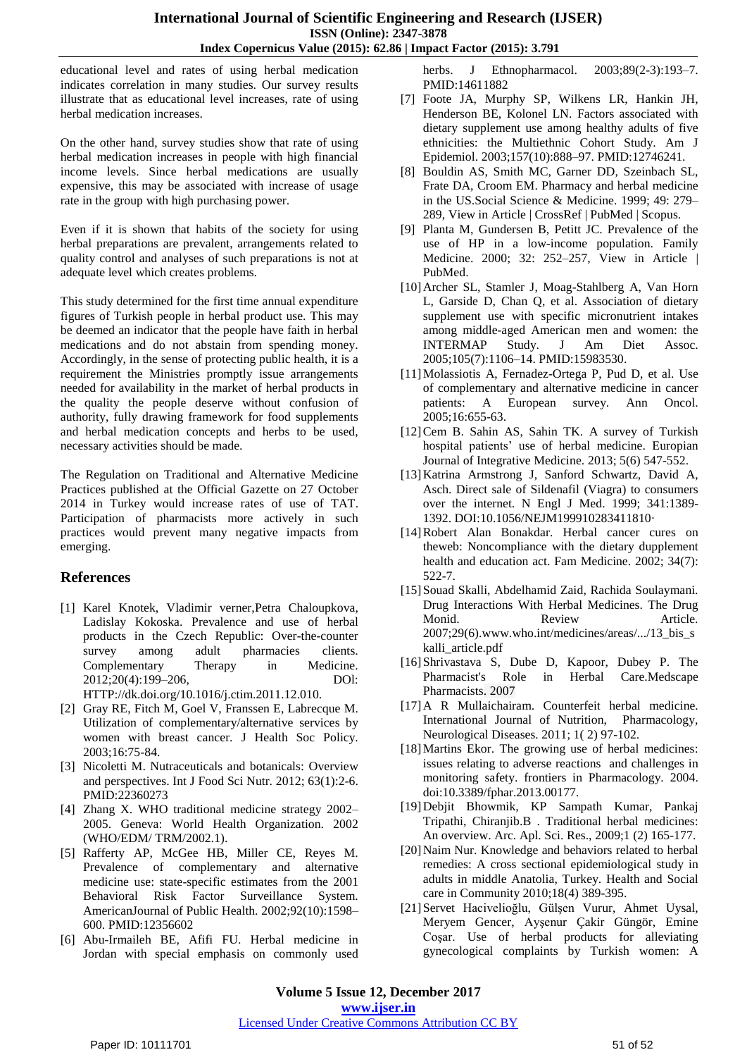educational level and rates of using herbal medication indicates correlation in many studies. Our survey results illustrate that as educational level increases, rate of using herbal medication increases.

On the other hand, survey studies show that rate of using herbal medication increases in people with high financial income levels. Since herbal medications are usually expensive, this may be associated with increase of usage rate in the group with high purchasing power.

Even if it is shown that habits of the society for using herbal preparations are prevalent, arrangements related to quality control and analyses of such preparations is not at adequate level which creates problems.

This study determined for the first time annual expenditure figures of Turkish people in herbal product use. This may be deemed an indicator that the people have faith in herbal medications and do not abstain from spending money. Accordingly, in the sense of protecting public health, it is a requirement the Ministries promptly issue arrangements needed for availability in the market of herbal products in the quality the people deserve without confusion of authority, fully drawing framework for food supplements and herbal medication concepts and herbs to be used, necessary activities should be made.

The Regulation on Traditional and Alternative Medicine Practices published at the Official Gazette on 27 October 2014 in Turkey would increase rates of use of TAT. Participation of pharmacists more actively in such practices would prevent many negative impacts from emerging.

## References

[1] Karel Knotek, Vladimir verner,Petra Chaloupkova, Ladislay Kokoska. Prevalence and use of herbal products in the Czech Republic: Over-the-counter survey among adult pharmacies clients. Complementary Therapy in Medicine. 2012;20(4):199–206, DOl: HTTP://dk.doi.org/10.1016/j.ctim.2011.12.010.

[2] Gray RE, Fitch M, Goel V, Franssen E, Labrecque M. Utilization of complementary/alternative services by women with breast cancer. J Health Soc Policy. 2003;16:75-84.

[3] Nicoletti M. Nutraceuticals and botanicals: Overview and perspectives. Int J Food Sci Nutr. 2012; 63(1):2-6. PMID:22360273

[4] Zhang X. WHO traditional medicine strategy 2002–2005. Geneva: World Health Organization. 2002 (WHO/EDM/ TRM/2002.1).

[5] Rafferty AP, McGee HB, Miller CE, Reyes M. Prevalence of complementary and alternative medicine use: state-specific estimates from the 2001 Behavioral Risk Factor Surveillance System. AmericanJournal of Public Health. 2002;92(10):1598–600. PMID:12356602

[6] Abu-Irmaileh BE, Afifi FU. Herbal medicine in Jordan with special emphasis on commonly used herbs. J Ethnopharmacol. 2003;89(2-3):193–7. PMID:14611882

[7] Foote JA, Murphy SP, Wilkens LR, Hankin JH, Henderson BE, Kolonel LN. Factors associated with dietary supplement use among healthy adults of five ethnicities: the Multiethnic Cohort Study. Am J Epidemiol. 2003;157(10):888–97. PMID:12746241.

[8] Bouldin AS, Smith MC, Garner DD, Szeinbach SL, Frate DA, Croom EM. Pharmacy and herbal medicine in the US.Social Science & Medicine. 1999; 49: 279–289, View in Article | CrossRef | PubMed | Scopus.

[9] Planta M, Gundersen B, Petitt JC. Prevalence of the use of HP in a low-income population. Family Medicine. 2000; 32: 252–257, View in Article | PubMed.

[10] Archer SL, Stamler J, Moag-Stahlberg A, Van Horn L, Garside D, Chan Q, et al. Association of dietary supplement use with specific micronutrient intakes among middle-aged American men and women: the INTERMAP Study. J Am Diet Assoc. 2005;105(7):1106–14. PMID:15983530.

[11] Molassiotis A, Fernadez-Ortega P, Pud D, et al. Use of complementary and alternative medicine in cancer patients: A European survey. Ann Oncol. 2005;16:655-63.

[12] Cem B. Sahin AS, Sahin TK. A survey of Turkish hospital patients' use of herbal medicine. Europian Journal of Integrative Medicine. 2013; 5(6) 547-552.

[13] Katrina Armstrong J, Sanford Schwartz, David A, Asch. Direct sale of Sildenafil (Viagra) to consumers over the internet. N Engl J Med. 1999; 341:1389-1392. DOI:10.1056/NEJM199910283411810·

[14] Robert Alan Bonakdar. Herbal cancer cures on theweb: Noncompliance with the dietary dupplement health and education act. Fam Medicine. 2002; 34(7): 522-7.

[15] Souad Skalli, Abdelhamid Zaid, Rachida Soulaymani. Drug Interactions With Herbal Medicines. The Drug Monid. Review Article. 2007;29(6).www.who.int/medicines/areas/.../13_bis_skalli_article.pdf

[16] Shrivastava S, Dube D, Kapoor, Dubey P. The Pharmacist's Role in Herbal Care.Medscape Pharmacists. 2007

[17] A R Mullaichairam. Counterfeit herbal medicine. International Journal of Nutrition, Pharmacology, Neurological Diseases. 2011; 1( 2) 97-102.

[18] Martins Ekor. The growing use of herbal medicines: issues relating to adverse reactions and challenges in monitoring safety. frontiers in Pharmacology. 2004. doi:10.3389/fphar.2013.00177.

[19] Debjit Bhowmik, KP Sampath Kumar, Pankaj Tripathi, Chiranjib.B . Traditional herbal medicines: An overview. Arc. Apl. Sci. Res., 2009;1 (2) 165-177.

[20] Naim Nur. Knowledge and behaviors related to herbal remedies: A cross sectional epidemiological study in adults in middle Anatolia, Turkey. Health and Social care in Community 2010;18(4) 389-395.

[21] Servet Hacivelioğlu, Gülşen Vurur, Ahmet Uysal, Meryem Gencer, Ayşenur Çakir Güngör, Emine Coşar. Use of herbal products for alleviating gynecological complaints by Turkish women: A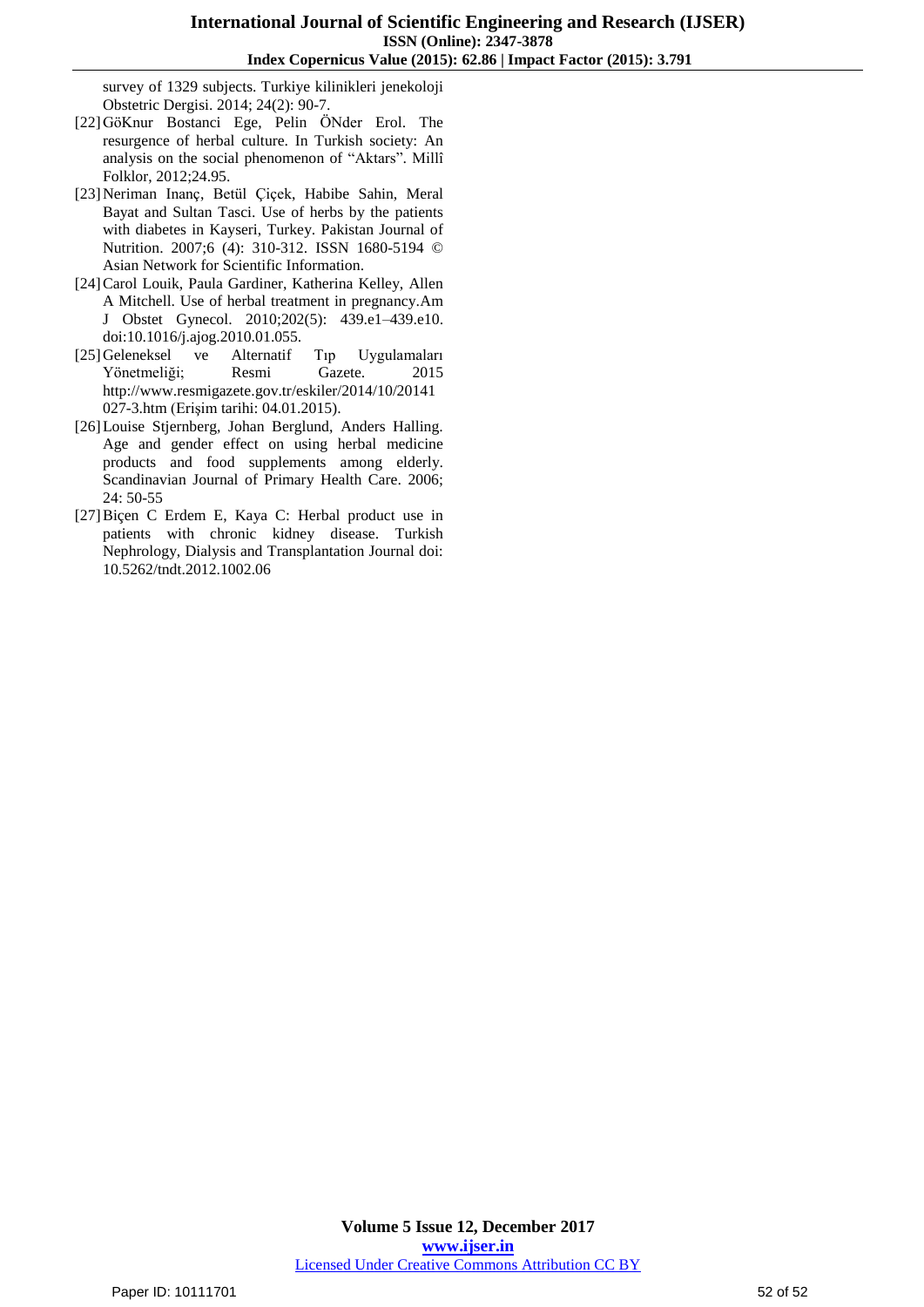survey of 1329 subjects. Turkiye kilinikleri jenekoloji Obstetric Dergisi. 2014; 24(2): 90-7.

[22] GöKnur Bostanci Ege, Pelin ÖNder Erol. The resurgence of herbal culture. In Turkish society: An analysis on the social phenomenon of "Aktars". Millî Folklor, 2012;24.95.

[23] Neriman Inanç, Betül Çiçek, Habibe Sahin, Meral Bayat and Sultan Tasci. Use of herbs by the patients with diabetes in Kayseri, Turkey. Pakistan Journal of Nutrition. 2007;6 (4): 310-312. ISSN 1680-5194 © Asian Network for Scientific Information.

[24] Carol Louik, Paula Gardiner, Katherina Kelley, Allen A Mitchell. Use of herbal treatment in pregnancy.Am J Obstet Gynecol. 2010;202(5): 439.e1–439.e10. doi:10.1016/j.ajog.2010.01.055.

[25] Geleneksel ve Alternatif Tıp Uygulamaları Yönetmeliği; Resmi Gazete. 2015 http://www.resmigazete.gov.tr/eskiler/2014/10/20141027-3.htm (Erişim tarihi: 04.01.2015).

[26] Louise Stjernberg, Johan Berglund, Anders Halling. Age and gender effect on using herbal medicine products and food supplements among elderly. Scandinavian Journal of Primary Health Care. 2006; 24: 50-55

[27] Biçen C Erdem E, Kaya C: Herbal product use in patients with chronic kidney disease. Turkish Nephrology, Dialysis and Transplantation Journal doi: 10.5262/tndt.2012.1002.06